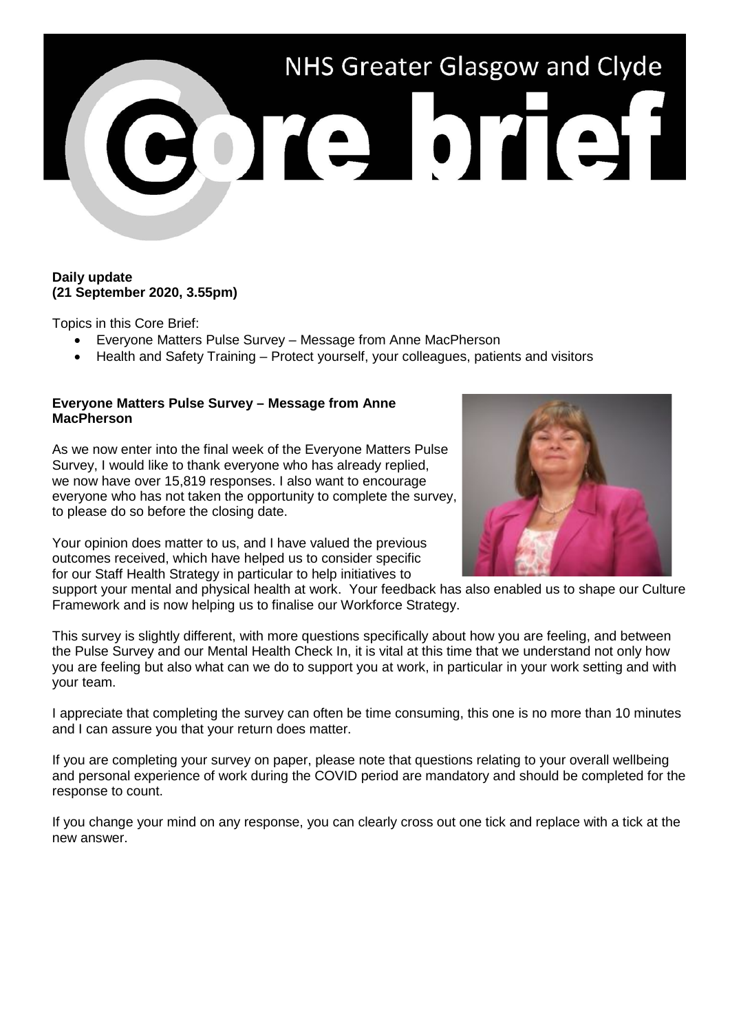# NHS Greater Glasgow and Clyde

# Core brief

**Daily update**
**(21 September 2020, 3.55pm)**

Topics in this Core Brief:

- Everyone Matters Pulse Survey – Message from Anne MacPherson
- Health and Safety Training – Protect yourself, your colleagues, patients and visitors

**Everyone Matters Pulse Survey – Message from Anne MacPherson**

As we now enter into the final week of the Everyone Matters Pulse Survey, I would like to thank everyone who has already replied, we now have over 15,819 responses. I also want to encourage everyone who has not taken the opportunity to complete the survey, to please do so before the closing date.

Your opinion does matter to us, and I have valued the previous outcomes received, which have helped us to consider specific for our Staff Health Strategy in particular to help initiatives to support your mental and physical health at work. Your feedback has also enabled us to shape our Culture Framework and is now helping us to finalise our Workforce Strategy.

This survey is slightly different, with more questions specifically about how you are feeling, and between the Pulse Survey and our Mental Health Check In, it is vital at this time that we understand not only how you are feeling but also what can we do to support you at work, in particular in your work setting and with your team.

I appreciate that completing the survey can often be time consuming, this one is no more than 10 minutes and I can assure you that your return does matter.

If you are completing your survey on paper, please note that questions relating to your overall wellbeing and personal experience of work during the COVID period are mandatory and should be completed for the response to count.

If you change your mind on any response, you can clearly cross out one tick and replace with a tick at the new answer.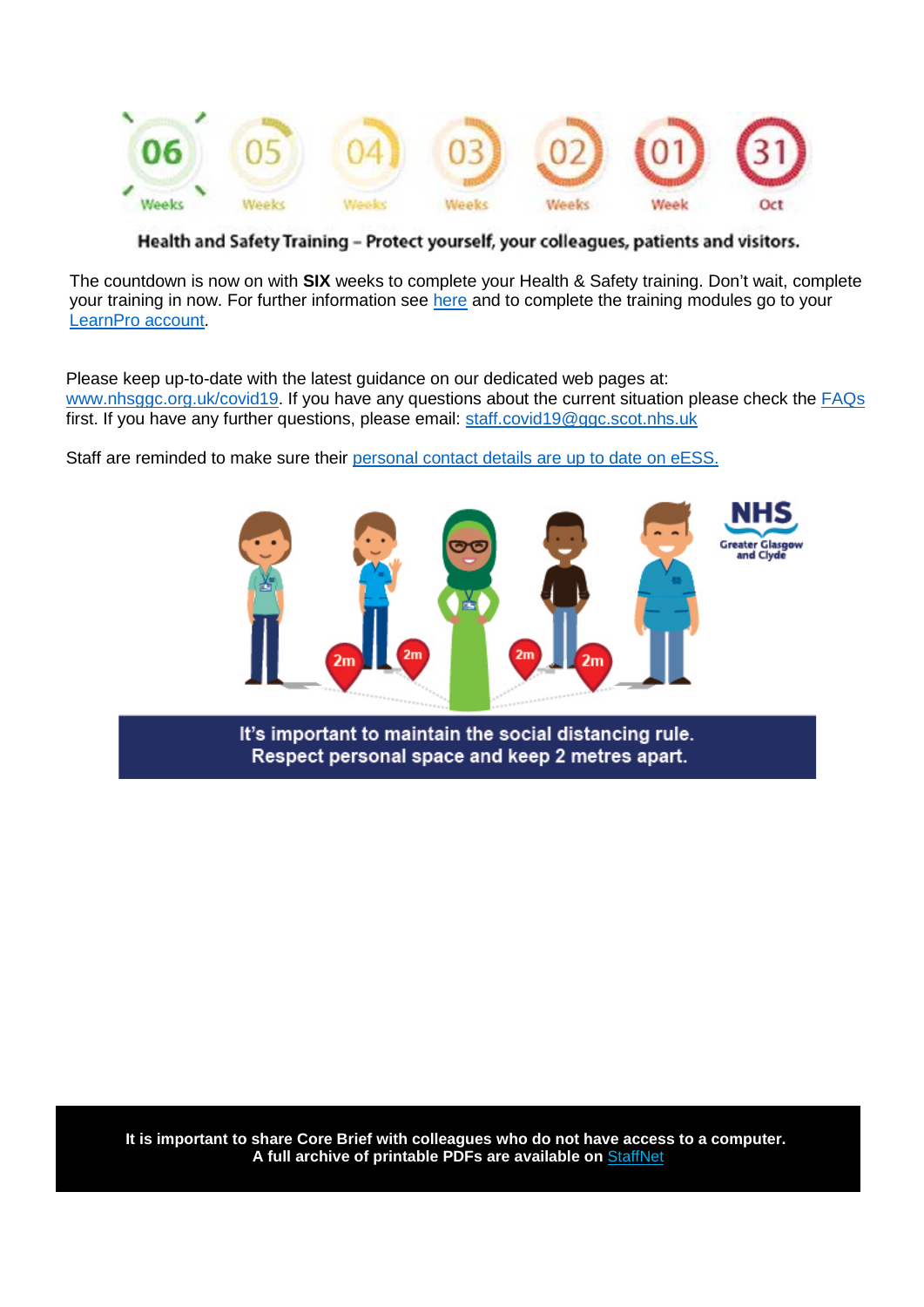06 Weeks 05 Weeks 04 Weeks 03 Weeks 02 Weeks 01 Week 31 Oct

**Health and Safety Training – Protect yourself, your colleagues, patients and visitors.**

The countdown is now on with **SIX** weeks to complete your Health & Safety training. Don't wait, complete your training in now. For further information see here and to complete the training modules go to your LearnPro account.

Please keep up-to-date with the latest guidance on our dedicated web pages at: www.nhsggc.org.uk/covid19. If you have any questions about the current situation please check the FAQs first. If you have any further questions, please email: staff.covid19@ggc.scot.nhs.uk

Staff are reminded to make sure their personal contact details are up to date on eESS.

2m 2m 2m 2m

NHS Greater Glasgow and Clyde

It's important to maintain the social distancing rule.
Respect personal space and keep 2 metres apart.

**It is important to share Core Brief with colleagues who do not have access to a computer.**
**A full archive of printable PDFs are available on** StaffNet